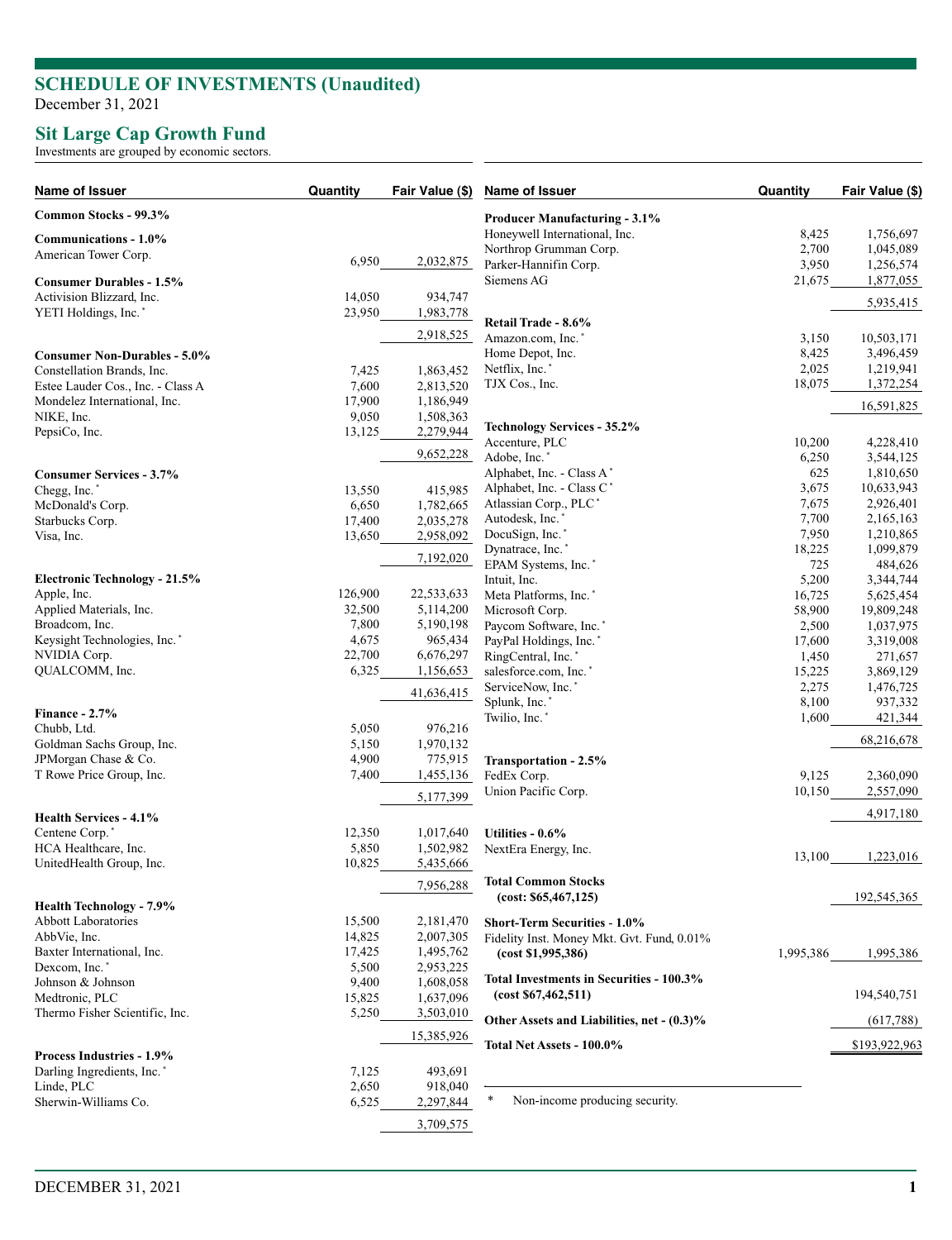# SCHEDULE OF INVESTMENTS (Unaudited)

December 31, 2021

## Sit Large Cap Growth Fund

Investments are grouped by economic sectors.

| Name of Issuer | Quantity | Fair Value ($) |
|---|---|---|
| **Common Stocks - 99.3%** | | |
| **Communications - 1.0%** | | |
| American Tower Corp. | 6,950 | 2,032,875 |
| **Consumer Durables - 1.5%** | | |
| Activision Blizzard, Inc. | 14,050 | 934,747 |
| YETI Holdings, Inc. * | 23,950 | 1,983,778 |
| | | 2,918,525 |
| **Consumer Non-Durables - 5.0%** | | |
| Constellation Brands, Inc. | 7,425 | 1,863,452 |
| Estee Lauder Cos., Inc. - Class A | 7,600 | 2,813,520 |
| Mondelez International, Inc. | 17,900 | 1,186,949 |
| NIKE, Inc. | 9,050 | 1,508,363 |
| PepsiCo, Inc. | 13,125 | 2,279,944 |
| | | 9,652,228 |
| **Consumer Services - 3.7%** | | |
| Chegg, Inc. * | 13,550 | 415,985 |
| McDonald's Corp. | 6,650 | 1,782,665 |
| Starbucks Corp. | 17,400 | 2,035,278 |
| Visa, Inc. | 13,650 | 2,958,092 |
| | | 7,192,020 |
| **Electronic Technology - 21.5%** | | |
| Apple, Inc. | 126,900 | 22,533,633 |
| Applied Materials, Inc. | 32,500 | 5,114,200 |
| Broadcom, Inc. | 7,800 | 5,190,198 |
| Keysight Technologies, Inc. * | 4,675 | 965,434 |
| NVIDIA Corp. | 22,700 | 6,676,297 |
| QUALCOMM, Inc. | 6,325 | 1,156,653 |
| | | 41,636,415 |
| **Finance - 2.7%** | | |
| Chubb, Ltd. | 5,050 | 976,216 |
| Goldman Sachs Group, Inc. | 5,150 | 1,970,132 |
| JPMorgan Chase & Co. | 4,900 | 775,915 |
| T Rowe Price Group, Inc. | 7,400 | 1,455,136 |
| | | 5,177,399 |
| **Health Services - 4.1%** | | |
| Centene Corp. * | 12,350 | 1,017,640 |
| HCA Healthcare, Inc. | 5,850 | 1,502,982 |
| UnitedHealth Group, Inc. | 10,825 | 5,435,666 |
| | | 7,956,288 |
| **Health Technology - 7.9%** | | |
| Abbott Laboratories | 15,500 | 2,181,470 |
| AbbVie, Inc. | 14,825 | 2,007,305 |
| Baxter International, Inc. | 17,425 | 1,495,762 |
| Dexcom, Inc. * | 5,500 | 2,953,225 |
| Johnson & Johnson | 9,400 | 1,608,058 |
| Medtronic, PLC | 15,825 | 1,637,096 |
| Thermo Fisher Scientific, Inc. | 5,250 | 3,503,010 |
| | | 15,385,926 |
| **Process Industries - 1.9%** | | |
| Darling Ingredients, Inc. * | 7,125 | 493,691 |
| Linde, PLC | 2,650 | 918,040 |
| Sherwin-Williams Co. | 6,525 | 2,297,844 |
| | | 3,709,575 |
| **Producer Manufacturing - 3.1%** | | |
| Honeywell International, Inc. | 8,425 | 1,756,697 |
| Northrop Grumman Corp. | 2,700 | 1,045,089 |
| Parker-Hannifin Corp. | 3,950 | 1,256,574 |
| Siemens AG | 21,675 | 1,877,055 |
| | | 5,935,415 |
| **Retail Trade - 8.6%** | | |
| Amazon.com, Inc. * | 3,150 | 10,503,171 |
| Home Depot, Inc. | 8,425 | 3,496,459 |
| Netflix, Inc. * | 2,025 | 1,219,941 |
| TJX Cos., Inc. | 18,075 | 1,372,254 |
| | | 16,591,825 |
| **Technology Services - 35.2%** | | |
| Accenture, PLC | 10,200 | 4,228,410 |
| Adobe, Inc. * | 6,250 | 3,544,125 |
| Alphabet, Inc. - Class A * | 625 | 1,810,650 |
| Alphabet, Inc. - Class C * | 3,675 | 10,633,943 |
| Atlassian Corp., PLC * | 7,675 | 2,926,401 |
| Autodesk, Inc. * | 7,700 | 2,165,163 |
| DocuSign, Inc. * | 7,950 | 1,210,865 |
| Dynatrace, Inc. * | 18,225 | 1,099,879 |
| EPAM Systems, Inc. * | 725 | 484,626 |
| Intuit, Inc. | 5,200 | 3,344,744 |
| Meta Platforms, Inc. * | 16,725 | 5,625,454 |
| Microsoft Corp. | 58,900 | 19,809,248 |
| Paycom Software, Inc. * | 2,500 | 1,037,975 |
| PayPal Holdings, Inc. * | 17,600 | 3,319,008 |
| RingCentral, Inc. * | 1,450 | 271,657 |
| salesforce.com, Inc. * | 15,225 | 3,869,129 |
| ServiceNow, Inc. * | 2,275 | 1,476,725 |
| Splunk, Inc. * | 8,100 | 937,332 |
| Twilio, Inc. * | 1,600 | 421,344 |
| | | 68,216,678 |
| **Transportation - 2.5%** | | |
| FedEx Corp. | 9,125 | 2,360,090 |
| Union Pacific Corp. | 10,150 | 2,557,090 |
| | | 4,917,180 |
| **Utilities - 0.6%** | | |
| NextEra Energy, Inc. | 13,100 | 1,223,016 |
| **Total Common Stocks (cost: $65,467,125)** | | 192,545,365 |
| **Short-Term Securities - 1.0%** | | |
| Fidelity Inst. Money Mkt. Gvt. Fund, 0.01% **(cost $1,995,386)** | 1,995,386 | 1,995,386 |
| **Total Investments in Securities - 100.3% (cost $67,462,511)** | | 194,540,751 |
| **Other Assets and Liabilities, net - (0.3)%** | | (617,788) |
| **Total Net Assets - 100.0%** | | $193,922,963 |

\* Non-income producing security.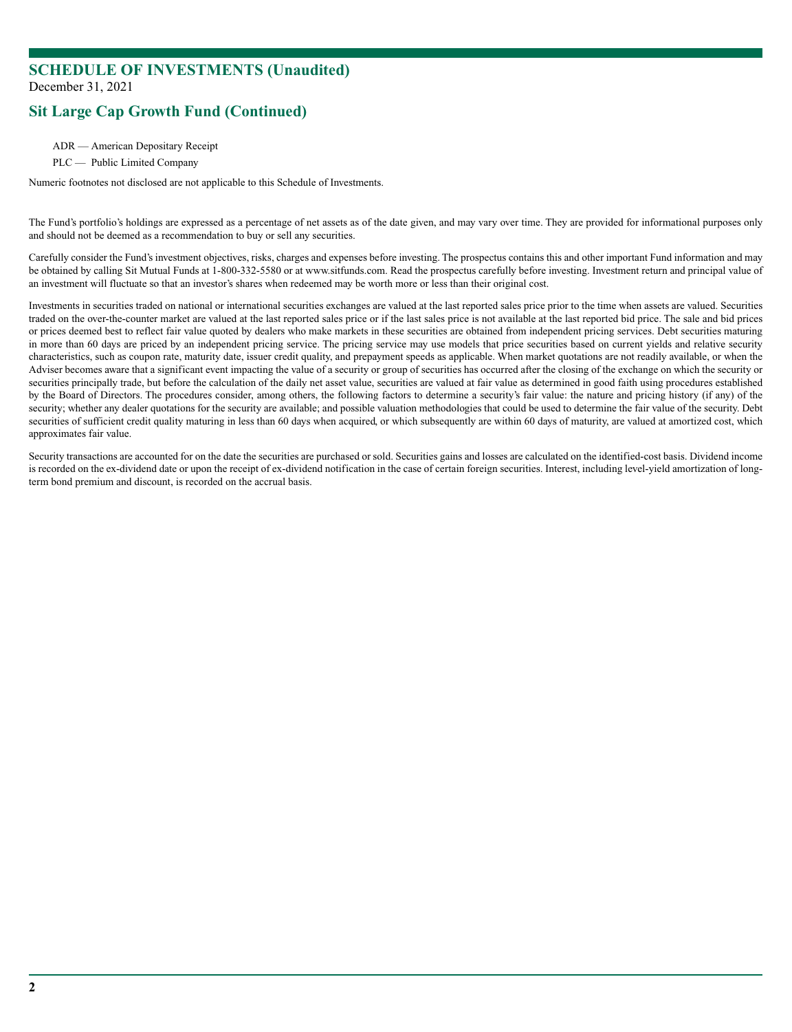# SCHEDULE OF INVESTMENTS (Unaudited)

December 31, 2021

## Sit Large Cap Growth Fund (Continued)

ADR — American Depositary Receipt

PLC — Public Limited Company

Numeric footnotes not disclosed are not applicable to this Schedule of Investments.

The Fund's portfolio's holdings are expressed as a percentage of net assets as of the date given, and may vary over time. They are provided for informational purposes only and should not be deemed as a recommendation to buy or sell any securities.

Carefully consider the Fund's investment objectives, risks, charges and expenses before investing. The prospectus contains this and other important Fund information and may be obtained by calling Sit Mutual Funds at 1-800-332-5580 or at www.sitfunds.com. Read the prospectus carefully before investing. Investment return and principal value of an investment will fluctuate so that an investor's shares when redeemed may be worth more or less than their original cost.

Investments in securities traded on national or international securities exchanges are valued at the last reported sales price prior to the time when assets are valued. Securities traded on the over-the-counter market are valued at the last reported sales price or if the last sales price is not available at the last reported bid price. The sale and bid prices or prices deemed best to reflect fair value quoted by dealers who make markets in these securities are obtained from independent pricing services. Debt securities maturing in more than 60 days are priced by an independent pricing service. The pricing service may use models that price securities based on current yields and relative security characteristics, such as coupon rate, maturity date, issuer credit quality, and prepayment speeds as applicable. When market quotations are not readily available, or when the Adviser becomes aware that a significant event impacting the value of a security or group of securities has occurred after the closing of the exchange on which the security or securities principally trade, but before the calculation of the daily net asset value, securities are valued at fair value as determined in good faith using procedures established by the Board of Directors. The procedures consider, among others, the following factors to determine a security's fair value: the nature and pricing history (if any) of the security; whether any dealer quotations for the security are available; and possible valuation methodologies that could be used to determine the fair value of the security. Debt securities of sufficient credit quality maturing in less than 60 days when acquired, or which subsequently are within 60 days of maturity, are valued at amortized cost, which approximates fair value.

Security transactions are accounted for on the date the securities are purchased or sold. Securities gains and losses are calculated on the identified-cost basis. Dividend income is recorded on the ex-dividend date or upon the receipt of ex-dividend notification in the case of certain foreign securities. Interest, including level-yield amortization of long-term bond premium and discount, is recorded on the accrual basis.